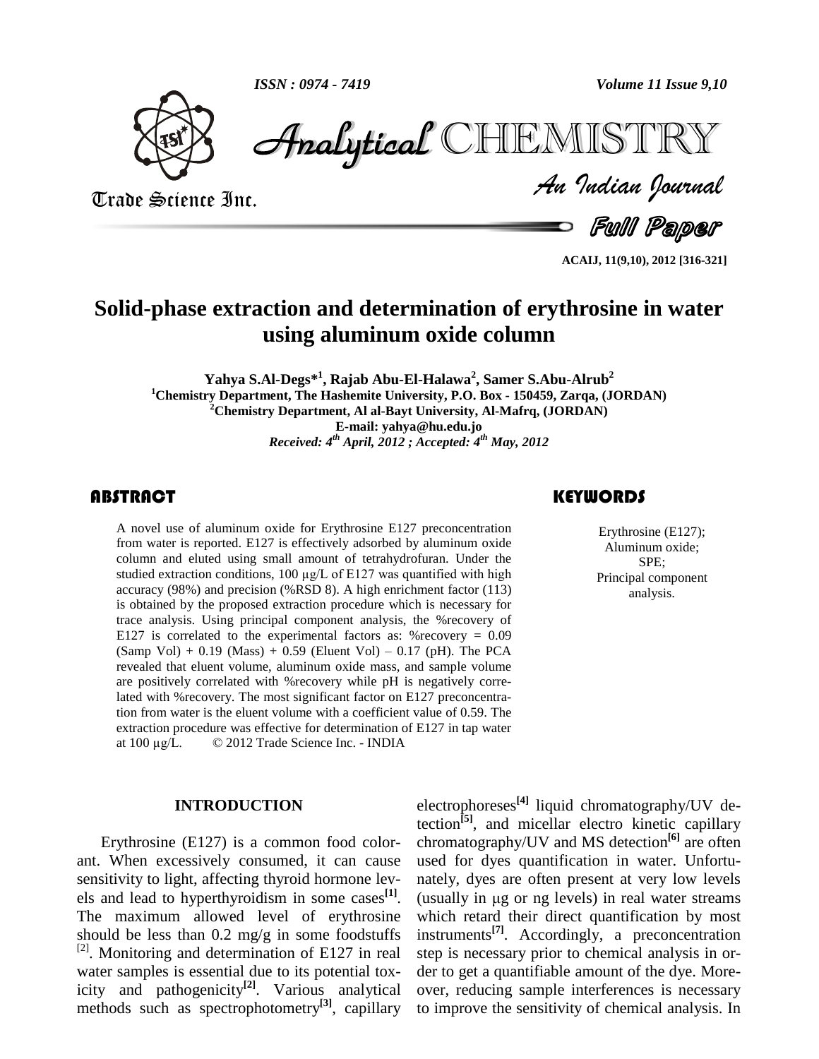# Solid-phase extraction and determination of erythrosine in water using aluminum oxide column

**Yahya S.Al-Degs*[1], Rajab Abu-El-Halawa[2], Samer S.Abu-Alrub[2]**

[1]Chemistry Department, The Hashemite University, P.O. Box - 150459, Zarqa, (JORDAN)

[2]Chemistry Department, Al al-Bayt University, Al-Mafrq, (JORDAN)

E-mail: yahya@hu.edu.jo

*Received: 4th April, 2012 ; Accepted: 4th May, 2012*

## ABSTRACT

A novel use of aluminum oxide for Erythrosine E127 preconcentration from water is reported. E127 is effectively adsorbed by aluminum oxide column and eluted using small amount of tetrahydrofuran. Under the studied extraction conditions, 100 μg/L of E127 was quantified with high accuracy (98%) and precision (%RSD 8). A high enrichment factor (113) is obtained by the proposed extraction procedure which is necessary for trace analysis. Using principal component analysis, the %recovery of E127 is correlated to the experimental factors as: %recovery = 0.09 (Samp Vol) + 0.19 (Mass) + 0.59 (Eluent Vol) – 0.17 (pH). The PCA revealed that eluent volume, aluminum oxide mass, and sample volume are positively correlated with %recovery while pH is negatively correlated with %recovery. The most significant factor on E127 preconcentration from water is the eluent volume with a coefficient value of 0.59. The extraction procedure was effective for determination of E127 in tap water at 100 μg/L. © 2012 Trade Science Inc. - INDIA

## KEYWORDS

Erythrosine (E127);
Aluminum oxide;
SPE;
Principal component analysis.

## INTRODUCTION

Erythrosine (E127) is a common food colorant. When excessively consumed, it can cause sensitivity to light, affecting thyroid hormone levels and lead to hyperthyroidism in some cases[1]. The maximum allowed level of erythrosine should be less than 0.2 mg/g in some foodstuffs [2]. Monitoring and determination of E127 in real water samples is essential due to its potential toxicity and pathogenicity[2]. Various analytical methods such as spectrophotometry[3], capillary electrophoreses[4] liquid chromatography/UV detection[5], and micellar electro kinetic capillary chromatography/UV and MS detection[6] are often used for dyes quantification in water. Unfortunately, dyes are often present at very low levels (usually in μg or ng levels) in real water streams which retard their direct quantification by most instruments[7]. Accordingly, a preconcentration step is necessary prior to chemical analysis in order to get a quantifiable amount of the dye. Moreover, reducing sample interferences is necessary to improve the sensitivity of chemical analysis. In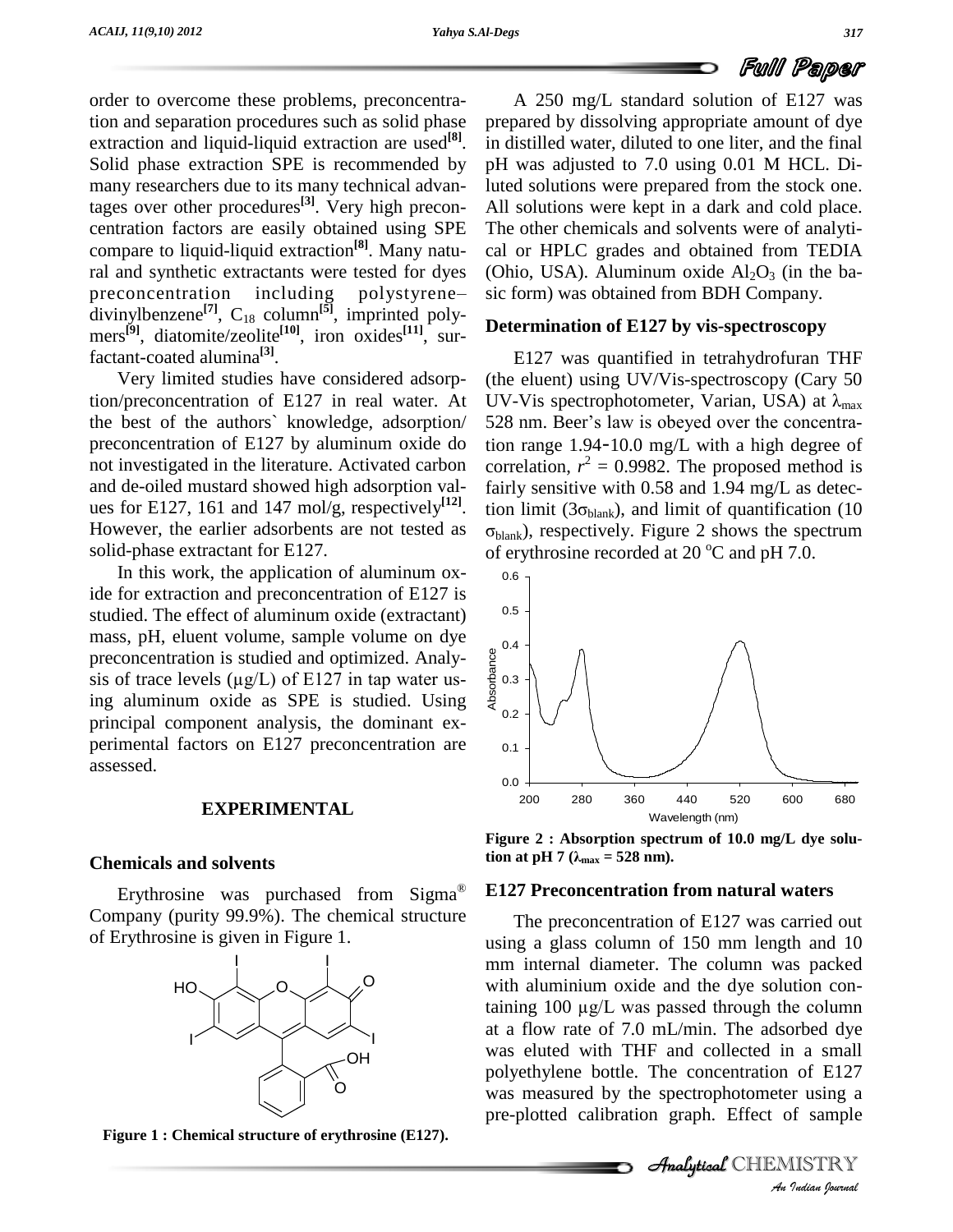order to overcome these problems, preconcentration and separation procedures such as solid phase extraction and liquid-liquid extraction are used[8]. Solid phase extraction SPE is recommended by many researchers due to its many technical advantages over other procedures[3]. Very high preconcentration factors are easily obtained using SPE compare to liquid-liquid extraction[8]. Many natural and synthetic extractants were tested for dyes preconcentration including polystyrene–divinylbenzene[7], $C_{18}$ column[5], imprinted polymers[9], diatomite/zeolite[10], iron oxides[11], surfactant-coated alumina[3].

Very limited studies have considered adsorption/preconcentration of E127 in real water. At the best of the authors` knowledge, adsorption/ preconcentration of E127 by aluminum oxide do not investigated in the literature. Activated carbon and de-oiled mustard showed high adsorption values for E127, 161 and 147 mol/g, respectively[12]. However, the earlier adsorbents are not tested as solid-phase extractant for E127.

In this work, the application of aluminum oxide for extraction and preconcentration of E127 is studied. The effect of aluminum oxide (extractant) mass, pH, eluent volume, sample volume on dye preconcentration is studied and optimized. Analysis of trace levels (µg/L) of E127 in tap water using aluminum oxide as SPE is studied. Using principal component analysis, the dominant experimental factors on E127 preconcentration are assessed.

## EXPERIMENTAL

### Chemicals and solvents

Erythrosine was purchased from Sigma® Company (purity 99.9%). The chemical structure of Erythrosine is given in Figure 1.

**Figure 1 : Chemical structure of erythrosine (E127).**

A 250 mg/L standard solution of E127 was prepared by dissolving appropriate amount of dye in distilled water, diluted to one liter, and the final pH was adjusted to 7.0 using 0.01 M HCL. Diluted solutions were prepared from the stock one. All solutions were kept in a dark and cold place. The other chemicals and solvents were of analytical or HPLC grades and obtained from TEDIA (Ohio, USA). Aluminum oxide $Al_2O_3$ (in the basic form) was obtained from BDH Company.

### Determination of E127 by vis-spectroscopy

E127 was quantified in tetrahydrofuran THF (the eluent) using UV/Vis-spectroscopy (Cary 50 UV-Vis spectrophotometer, Varian, USA) at $\lambda_{max}$ 528 nm. Beer's law is obeyed over the concentration range 1.94-10.0 mg/L with a high degree of correlation, $r^2$ = 0.9982. The proposed method is fairly sensitive with 0.58 and 1.94 mg/L as detection limit ($3\sigma_{blank}$), and limit of quantification ($10\sigma_{blank}$), respectively. Figure 2 shows the spectrum of erythrosine recorded at 20 °C and pH 7.0.

**Figure 2 : Absorption spectrum of 10.0 mg/L dye solution at pH 7 ($\lambda_{max}$ = 528 nm).**

### E127 Preconcentration from natural waters

The preconcentration of E127 was carried out using a glass column of 150 mm length and 10 mm internal diameter. The column was packed with aluminium oxide and the dye solution containing 100 µg/L was passed through the column at a flow rate of 7.0 mL/min. The adsorbed dye was eluted with THF and collected in a small polyethylene bottle. The concentration of E127 was measured by the spectrophotometer using a pre-plotted calibration graph. Effect of sample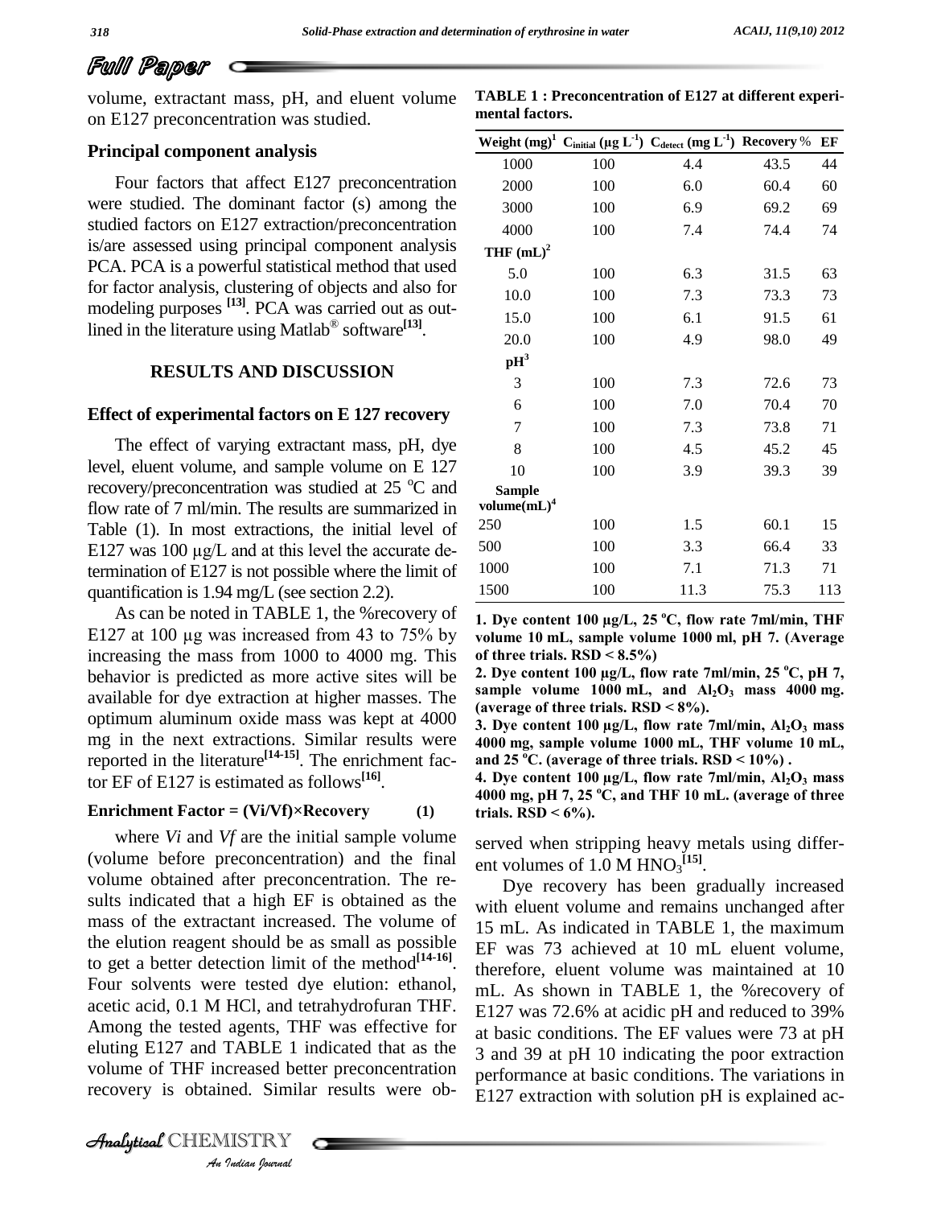volume, extractant mass, pH, and eluent volume on E127 preconcentration was studied.

### Principal component analysis

Four factors that affect E127 preconcentration were studied. The dominant factor (s) among the studied factors on E127 extraction/preconcentration is/are assessed using principal component analysis PCA. PCA is a powerful statistical method that used for factor analysis, clustering of objects and also for modeling purposes [13]. PCA was carried out as outlined in the literature using Matlab® software[13].

## RESULTS AND DISCUSSION

### Effect of experimental factors on E 127 recovery

The effect of varying extractant mass, pH, dye level, eluent volume, and sample volume on E 127 recovery/preconcentration was studied at 25 °C and flow rate of 7 ml/min. The results are summarized in Table (1). In most extractions, the initial level of E127 was 100 µg/L and at this level the accurate determination of E127 is not possible where the limit of quantification is 1.94 mg/L (see section 2.2).

As can be noted in TABLE 1, the %recovery of E127 at 100 µg was increased from 43 to 75% by increasing the mass from 1000 to 4000 mg. This behavior is predicted as more active sites will be available for dye extraction at higher masses. The optimum aluminum oxide mass was kept at 4000 mg in the next extractions. Similar results were reported in the literature[14-15]. The enrichment factor EF of E127 is estimated as follows[16].

**Enrichment Factor = (Vi/Vf)×Recovery (1)**

where *Vi* and *Vf* are the initial sample volume (volume before preconcentration) and the final volume obtained after preconcentration. The results indicated that a high EF is obtained as the mass of the extractant increased. The volume of the elution reagent should be as small as possible to get a better detection limit of the method[14-16]. Four solvents were tested dye elution: ethanol, acetic acid, 0.1 M HCl, and tetrahydrofuran THF. Among the tested agents, THF was effective for eluting E127 and TABLE 1 indicated that as the volume of THF increased better preconcentration recovery is obtained. Similar results were observed when stripping heavy metals using different volumes of 1.0 M $HNO_3$[15].

Dye recovery has been gradually increased with eluent volume and remains unchanged after 15 mL. As indicated in TABLE 1, the maximum EF was 73 achieved at 10 mL eluent volume, therefore, eluent volume was maintained at 10 mL. As shown in TABLE 1, the %recovery of E127 was 72.6% at acidic pH and reduced to 39% at basic conditions. The EF values were 73 at pH 3 and 39 at pH 10 indicating the poor extraction performance at basic conditions. The variations in E127 extraction with solution pH is explained ac-

**TABLE 1 : Preconcentration of E127 at different experimental factors.**

| Weight (mg)[1] | $C_{initial}$ (µg $L^{-1}$) | $C_{detect}$ (mg $L^{-1}$) | Recovery % | EF |
|---|---|---|---|---|
| 1000 | 100 | 4.4 | 43.5 | 44 |
| 2000 | 100 | 6.0 | 60.4 | 60 |
| 3000 | 100 | 6.9 | 69.2 | 69 |
| 4000 | 100 | 7.4 | 74.4 | 74 |
| **THF (mL)[2]** | | | | |
| 5.0 | 100 | 6.3 | 31.5 | 63 |
| 10.0 | 100 | 7.3 | 73.3 | 73 |
| 15.0 | 100 | 6.1 | 91.5 | 61 |
| 20.0 | 100 | 4.9 | 98.0 | 49 |
| **pH[3]** | | | | |
| 3 | 100 | 7.3 | 72.6 | 73 |
| 6 | 100 | 7.0 | 70.4 | 70 |
| 7 | 100 | 7.3 | 73.8 | 71 |
| 8 | 100 | 4.5 | 45.2 | 45 |
| 10 | 100 | 3.9 | 39.3 | 39 |
| **Sample volume(mL)[4]** | | | | |
| 250 | 100 | 1.5 | 60.1 | 15 |
| 500 | 100 | 3.3 | 66.4 | 33 |
| 1000 | 100 | 7.1 | 71.3 | 71 |
| 1500 | 100 | 11.3 | 75.3 | 113 |

**1. Dye content 100 µg/L, 25 °C, flow rate 7ml/min, THF volume 10 mL, sample volume 1000 ml, pH 7. (Average of three trials. RSD < 8.5%)**

**2. Dye content 100 µg/L, flow rate 7ml/min, 25 °C, pH 7, sample volume 1000 mL, and $Al_2O_3$ mass 4000 mg. (average of three trials. RSD < 8%).**

**3. Dye content 100 µg/L, flow rate 7ml/min, $Al_2O_3$ mass 4000 mg, sample volume 1000 mL, THF volume 10 mL, and 25 °C. (average of three trials. RSD < 10%) .**

**4. Dye content 100 µg/L, flow rate 7ml/min, $Al_2O_3$ mass 4000 mg, pH 7, 25 °C, and THF 10 mL. (average of three trials. RSD < 6%).**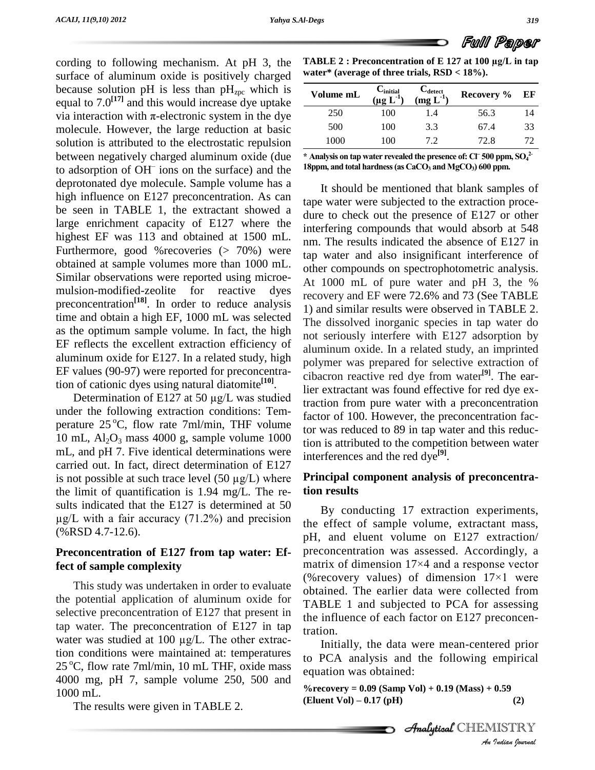cording to following mechanism. At pH 3, the surface of aluminum oxide is positively charged because solution pH is less than $pH_{zpc}$ which is equal to 7.0[17] and this would increase dye uptake via interaction with π-electronic system in the dye molecule. However, the large reduction at basic solution is attributed to the electrostatic repulsion between negatively charged aluminum oxide (due to adsorption of $OH^-$ ions on the surface) and the deprotonated dye molecule. Sample volume has a high influence on E127 preconcentration. As can be seen in TABLE 1, the extractant showed a large enrichment capacity of E127 where the highest EF was 113 and obtained at 1500 mL. Furthermore, good %recoveries (> 70%) were obtained at sample volumes more than 1000 mL. Similar observations were reported using microemulsion-modified-zeolite for reactive dyes preconcentration[18]. In order to reduce analysis time and obtain a high EF, 1000 mL was selected as the optimum sample volume. In fact, the high EF reflects the excellent extraction efficiency of aluminum oxide for E127. In a related study, high EF values (90-97) were reported for preconcentration of cationic dyes using natural diatomite[10].

Determination of E127 at 50 μg/L was studied under the following extraction conditions: Temperature 25 °C, flow rate 7ml/min, THF volume 10 mL, $Al_2O_3$ mass 4000 g, sample volume 1000 mL, and pH 7. Five identical determinations were carried out. In fact, direct determination of E127 is not possible at such trace level (50 μg/L) where the limit of quantification is 1.94 mg/L. The results indicated that the E127 is determined at 50 μg/L with a fair accuracy (71.2%) and precision (%RSD 4.7-12.6).

## Preconcentration of E127 from tap water: Effect of sample complexity

This study was undertaken in order to evaluate the potential application of aluminum oxide for selective preconcentration of E127 that present in tap water. The preconcentration of E127 in tap water was studied at 100 μg/L. The other extraction conditions were maintained at: temperatures 25 °C, flow rate 7ml/min, 10 mL THF, oxide mass 4000 mg, pH 7, sample volume 250, 500 and 1000 mL.

The results were given in TABLE 2.

**TABLE 2 : Preconcentration of E 127 at 100 μg/L in tap water* (average of three trials, RSD < 18%).**

| Volume mL | $C_{initial}$ ($\mu g\ L^{-1}$) | $C_{detect}$ ($mg\ L^{-1}$) | Recovery % | EF |
|---|---|---|---|---|
| 250 | 100 | 1.4 | 56.3 | 14 |
| 500 | 100 | 3.3 | 67.4 | 33 |
| 1000 | 100 | 7.2 | 72.8 | 72 |

\* Analysis on tap water revealed the presence of: $Cl^-$ 500 ppm, $SO_4^{2-}$ 18ppm, and total hardness (as $CaCO_3$ and $MgCO_3$) 600 ppm.

It should be mentioned that blank samples of tape water were subjected to the extraction procedure to check out the presence of E127 or other interfering compounds that would absorb at 548 nm. The results indicated the absence of E127 in tap water and also insignificant interference of other compounds on spectrophotometric analysis. At 1000 mL of pure water and pH 3, the % recovery and EF were 72.6% and 73 (See TABLE 1) and similar results were observed in TABLE 2. The dissolved inorganic species in tap water do not seriously interfere with E127 adsorption by aluminum oxide. In a related study, an imprinted polymer was prepared for selective extraction of cibacron reactive red dye from water[9]. The earlier extractant was found effective for red dye extraction from pure water with a preconcentration factor of 100. However, the preconcentration factor was reduced to 89 in tap water and this reduction is attributed to the competition between water interferences and the red dye[9].

## Principal component analysis of preconcentration results

By conducting 17 extraction experiments, the effect of sample volume, extractant mass, pH, and eluent volume on E127 extraction/preconcentration was assessed. Accordingly, a matrix of dimension 17×4 and a response vector (%recovery values) of dimension 17×1 were obtained. The earlier data were collected from TABLE 1 and subjected to PCA for assessing the influence of each factor on E127 preconcentration.

Initially, the data were mean-centered prior to PCA analysis and the following empirical equation was obtained:

$$\%recovery = 0.09\ (Samp\ Vol) + 0.19\ (Mass) + 0.59\ (Eluent\ Vol) - 0.17\ (pH) \quad (2)$$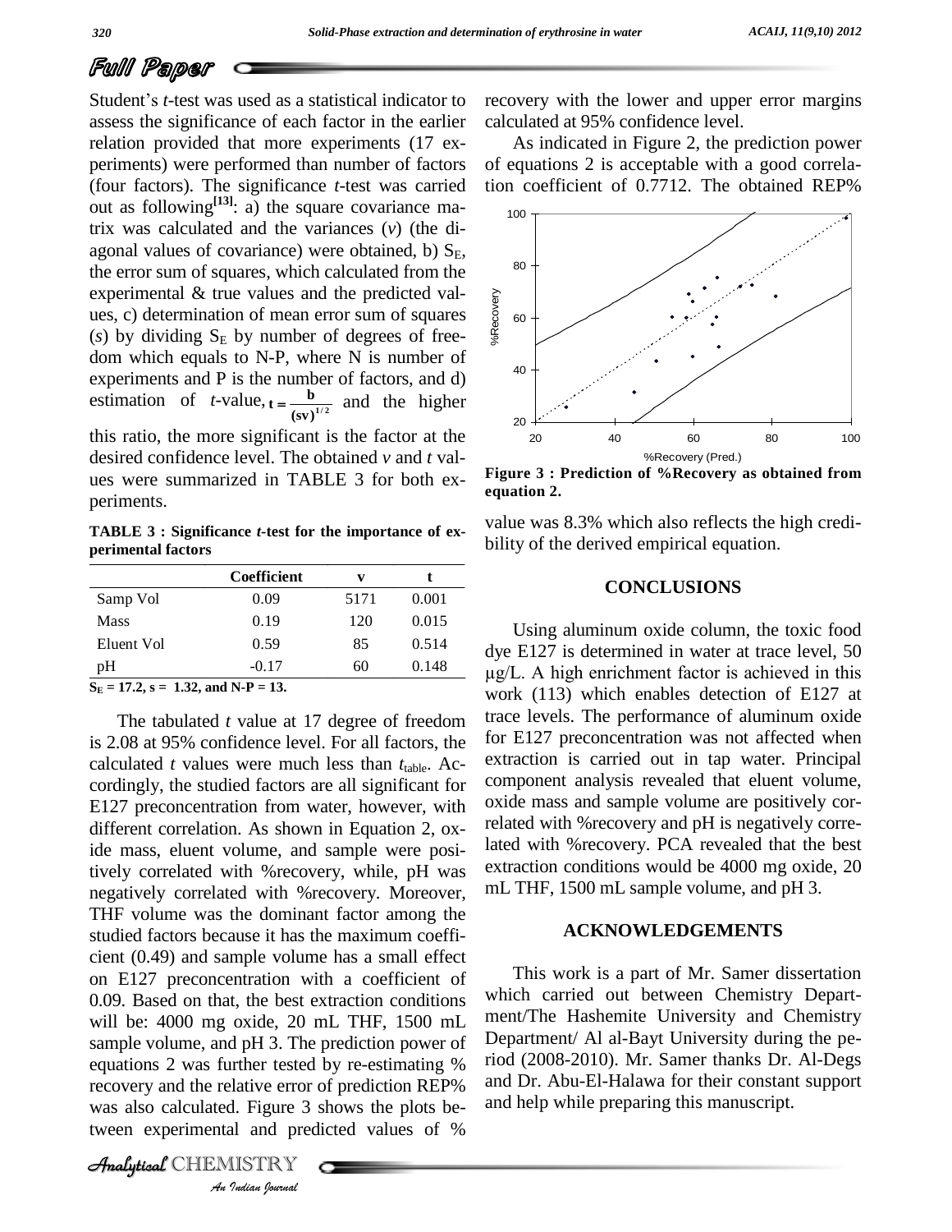Student's *t*-test was used as a statistical indicator to assess the significance of each factor in the earlier relation provided that more experiments (17 experiments) were performed than number of factors (four factors). The significance *t*-test was carried out as following[13]: a) the square covariance matrix was calculated and the variances (*v*) (the diagonal values of covariance) were obtained, b) $S_E$, the error sum of squares, which calculated from the experimental & true values and the predicted values, c) determination of mean error sum of squares (*s*) by dividing $S_E$ by number of degrees of freedom which equals to N-P, where N is number of experiments and P is the number of factors, and d) estimation of *t*-value, $t = \frac{b}{(sv)^{1/2}}$ and the higher this ratio, the more significant is the factor at the desired confidence level. The obtained *v* and *t* values were summarized in TABLE 3 for both experiments.

**TABLE 3 : Significance *t*-test for the importance of experimental factors**

| | Coefficient | v | t |
|---|---|---|---|
| Samp Vol | 0.09 | 5171 | 0.001 |
| Mass | 0.19 | 120 | 0.015 |
| Eluent Vol | 0.59 | 85 | 0.514 |
| pH | -0.17 | 60 | 0.148 |

**$S_E$ = 17.2, s = 1.32, and N-P = 13.**

The tabulated *t* value at 17 degree of freedom is 2.08 at 95% confidence level. For all factors, the calculated *t* values were much less than $t_{table}$. Accordingly, the studied factors are all significant for E127 preconcentration from water, however, with different correlation. As shown in Equation 2, oxide mass, eluent volume, and sample were positively correlated with %recovery, while, pH was negatively correlated with %recovery. Moreover, THF volume was the dominant factor among the studied factors because it has the maximum coefficient (0.49) and sample volume has a small effect on E127 preconcentration with a coefficient of 0.09. Based on that, the best extraction conditions will be: 4000 mg oxide, 20 mL THF, 1500 mL sample volume, and pH 3. The prediction power of equations 2 was further tested by re-estimating % recovery and the relative error of prediction REP% was also calculated. Figure 3 shows the plots between experimental and predicted values of % recovery with the lower and upper error margins calculated at 95% confidence level.

As indicated in Figure 2, the prediction power of equations 2 is acceptable with a good correlation coefficient of 0.7712. The obtained REP% value was 8.3% which also reflects the high credibility of the derived empirical equation.

**Figure 3 : Prediction of %Recovery as obtained from equation 2.**

## CONCLUSIONS

Using aluminum oxide column, the toxic food dye E127 is determined in water at trace level, 50 μg/L. A high enrichment factor is achieved in this work (113) which enables detection of E127 at trace levels. The performance of aluminum oxide for E127 preconcentration was not affected when extraction is carried out in tap water. Principal component analysis revealed that eluent volume, oxide mass and sample volume are positively correlated with %recovery and pH is negatively correlated with %recovery. PCA revealed that the best extraction conditions would be 4000 mg oxide, 20 mL THF, 1500 mL sample volume, and pH 3.

## ACKNOWLEDGEMENTS

This work is a part of Mr. Samer dissertation which carried out between Chemistry Department/The Hashemite University and Chemistry Department/ Al al-Bayt University during the period (2008-2010). Mr. Samer thanks Dr. Al-Degs and Dr. Abu-El-Halawa for their constant support and help while preparing this manuscript.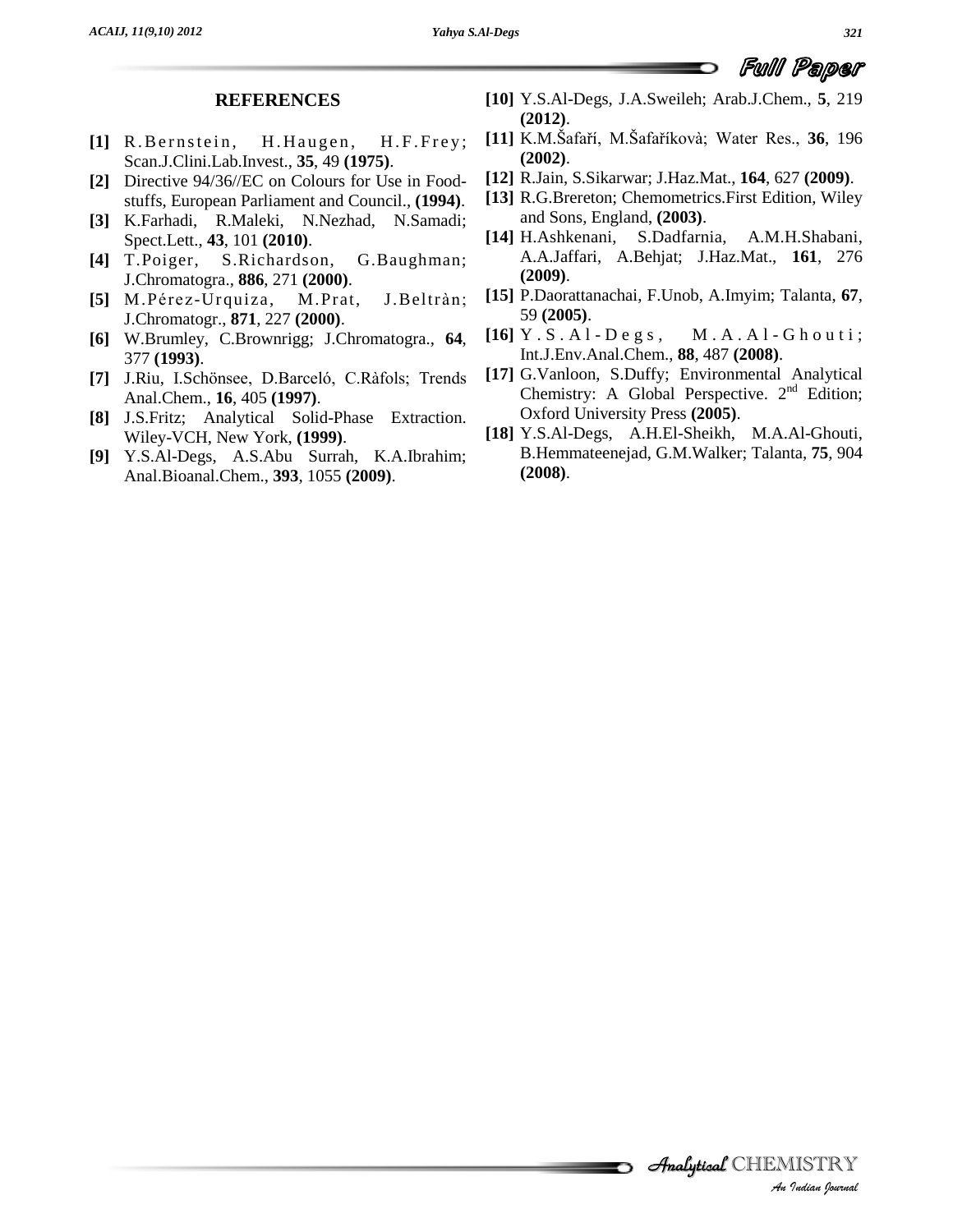## REFERENCES

**[1]** R.Bernstein, H.Haugen, H.F.Frey; Scan.J.Clini.Lab.Invest., **35**, 49 **(1975)**.

**[2]** Directive 94/36//EC on Colours for Use in Food-stuffs, European Parliament and Council., **(1994)**.

**[3]** K.Farhadi, R.Maleki, N.Nezhad, N.Samadi; Spect.Lett., **43**, 101 **(2010)**.

**[4]** T.Poiger, S.Richardson, G.Baughman; J.Chromatogra., **886**, 271 **(2000)**.

**[5]** M.Pérez-Urquiza, M.Prat, J.Beltràn; J.Chromatogr., **871**, 227 **(2000)**.

**[6]** W.Brumley, C.Brownrigg; J.Chromatogra., **64**, 377 **(1993)**.

**[7]** J.Riu, I.Schönsee, D.Barceló, C.Ràfols; Trends Anal.Chem., **16**, 405 **(1997)**.

**[8]** J.S.Fritz; Analytical Solid-Phase Extraction. Wiley-VCH, New York, **(1999)**.

**[9]** Y.S.Al-Degs, A.S.Abu Surrah, K.A.Ibrahim; Anal.Bioanal.Chem., **393**, 1055 **(2009)**.

**[10]** Y.S.Al-Degs, J.A.Sweileh; Arab.J.Chem., **5**, 219 **(2012)**.

**[11]** K.M.Šafaří, M.Šafaříkovà; Water Res., **36**, 196 **(2002)**.

**[12]** R.Jain, S.Sikarwar; J.Haz.Mat., **164**, 627 **(2009)**.

**[13]** R.G.Brereton; Chemometrics.First Edition, Wiley and Sons, England, **(2003)**.

**[14]** H.Ashkenani, S.Dadfarnia, A.M.H.Shabani, A.A.Jaffari, A.Behjat; J.Haz.Mat., **161**, 276 **(2009)**.

**[15]** P.Daorattanachai, F.Unob, A.Imyim; Talanta, **67**, 59 **(2005)**.

**[16]** Y.S.Al-Degs, M.A.Al-Ghouti; Int.J.Env.Anal.Chem., **88**, 487 **(2008)**.

**[17]** G.Vanloon, S.Duffy; Environmental Analytical Chemistry: A Global Perspective. 2nd Edition; Oxford University Press **(2005)**.

**[18]** Y.S.Al-Degs, A.H.El-Sheikh, M.A.Al-Ghouti, B.Hemmateenejad, G.M.Walker; Talanta, **75**, 904 **(2008)**.